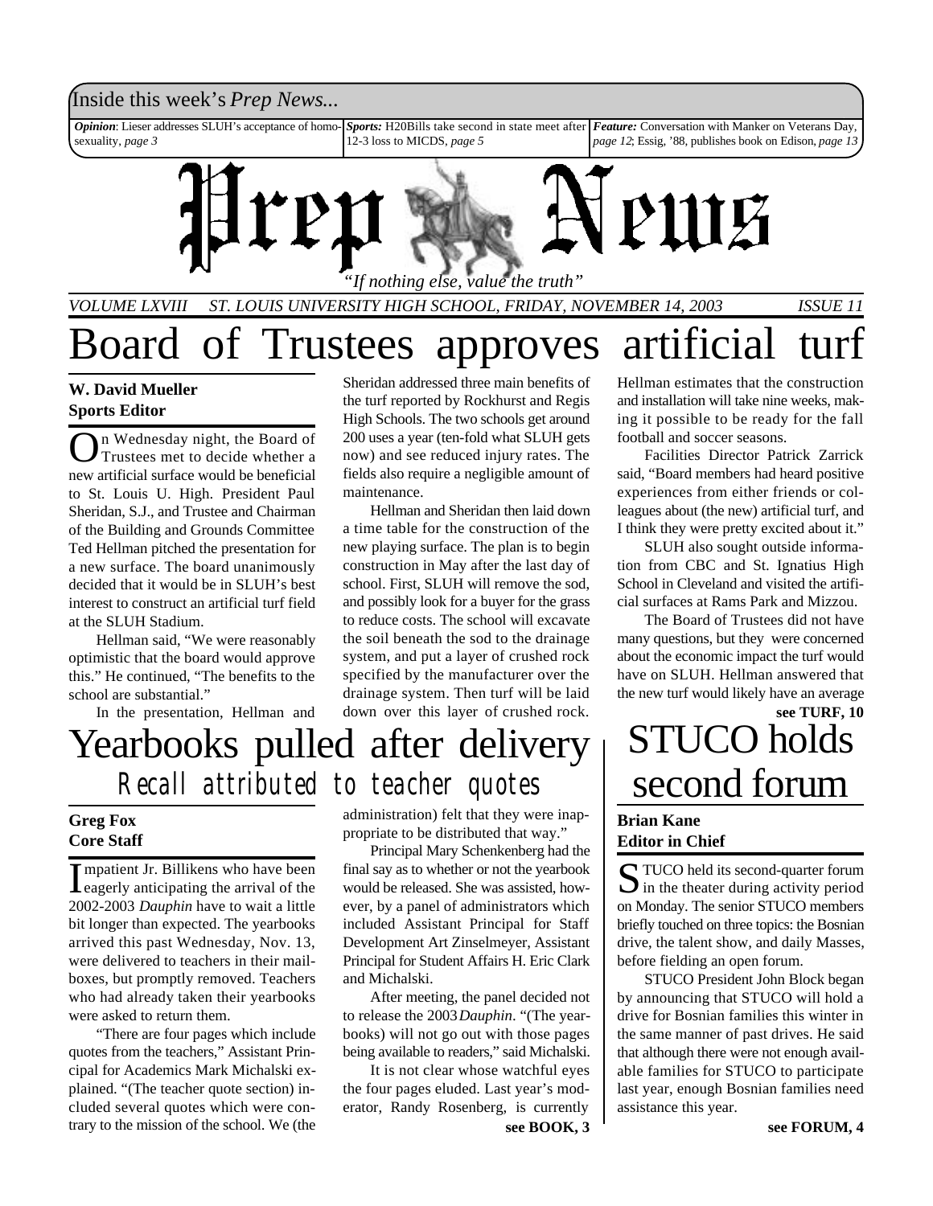Inside this week's *Prep News...*

***Opinion***: Lieser addresses SLUH's acceptance of homosexuality, *page 3*

***Sports:*** H20Bills take second in state meet after 12-3 loss to MICDS, *page 5*

***Feature:*** Conversation with Manker on Veterans Day, *page 12*; Essig, '88, publishes book on Edison, *page 13*

# Prep News

*"If nothing else, value the truth"*

*VOLUME LXVIII ST. LOUIS UNIVERSITY HIGH SCHOOL, FRIDAY, NOVEMBER 14, 2003 ISSUE 11*

# Board of Trustees approves artificial turf

**W. David Mueller**
**Sports Editor**

On Wednesday night, the Board of Trustees met to decide whether a new artificial surface would be beneficial to St. Louis U. High. President Paul Sheridan, S.J., and Trustee and Chairman of the Building and Grounds Committee Ted Hellman pitched the presentation for a new surface. The board unanimously decided that it would be in SLUH's best interest to construct an artificial turf field at the SLUH Stadium.

Hellman said, "We were reasonably optimistic that the board would approve this." He continued, "The benefits to the school are substantial."

In the presentation, Hellman and Sheridan addressed three main benefits of the turf reported by Rockhurst and Regis High Schools. The two schools get around 200 uses a year (ten-fold what SLUH gets now) and see reduced injury rates. The fields also require a negligible amount of maintenance.

Hellman and Sheridan then laid down a time table for the construction of the new playing surface. The plan is to begin construction in May after the last day of school. First, SLUH will remove the sod, and possibly look for a buyer for the grass to reduce costs. The school will excavate the soil beneath the sod to the drainage system, and put a layer of crushed rock specified by the manufacturer over the drainage system. Then turf will be laid down over this layer of crushed rock. Hellman estimates that the construction and installation will take nine weeks, making it possible to be ready for the fall football and soccer seasons.

Facilities Director Patrick Zarrick said, "Board members had heard positive experiences from either friends or colleagues about (the new) artificial turf, and I think they were pretty excited about it."

SLUH also sought outside information from CBC and St. Ignatius High School in Cleveland and visited the artificial surfaces at Rams Park and Mizzou.

The Board of Trustees did not have many questions, but they were concerned about the economic impact the turf would have on SLUH. Hellman answered that the new turf would likely have an average

**see TURF, 10**

# Yearbooks pulled after delivery

## Recall attributed to teacher quotes

**Greg Fox**
**Core Staff**

Impatient Jr. Billikens who have been eagerly anticipating the arrival of the 2002-2003 *Dauphin* have to wait a little bit longer than expected. The yearbooks arrived this past Wednesday, Nov. 13, were delivered to teachers in their mailboxes, but promptly removed. Teachers who had already taken their yearbooks were asked to return them.

"There are four pages which include quotes from the teachers," Assistant Principal for Academics Mark Michalski explained. "(The teacher quote section) included several quotes which were contrary to the mission of the school. We (the administration) felt that they were inappropriate to be distributed that way."

Principal Mary Schenkenberg had the final say as to whether or not the yearbook would be released. She was assisted, however, by a panel of administrators which included Assistant Principal for Staff Development Art Zinselmeyer, Assistant Principal for Student Affairs H. Eric Clark and Michalski.

After meeting, the panel decided not to release the 2003 *Dauphin*. "(The yearbooks) will not go out with those pages being available to readers," said Michalski.

It is not clear whose watchful eyes the four pages eluded. Last year's moderator, Randy Rosenberg, is currently

**see BOOK, 3**

# STUCO holds second forum

**Brian Kane**
**Editor in Chief**

STUCO held its second-quarter forum in the theater during activity period on Monday. The senior STUCO members briefly touched on three topics: the Bosnian drive, the talent show, and daily Masses, before fielding an open forum.

STUCO President John Block began by announcing that STUCO will hold a drive for Bosnian families this winter in the same manner of past drives. He said that although there were not enough available families for STUCO to participate last year, enough Bosnian families need assistance this year.

**see FORUM, 4**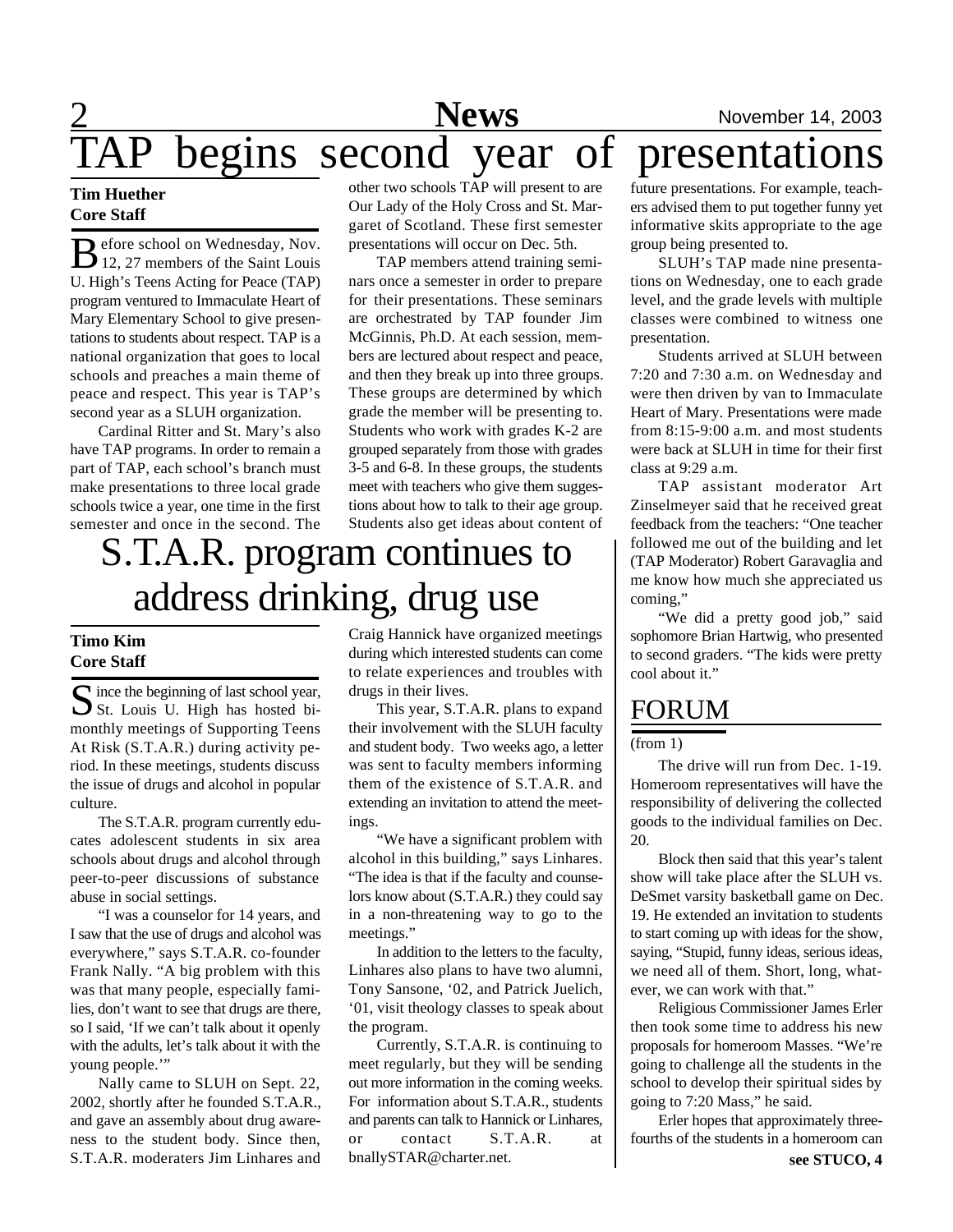# TAP begins second year of presentations

**Tim Huether**
**Core Staff**

Before school on Wednesday, Nov. 12, 27 members of the Saint Louis U. High's Teens Acting for Peace (TAP) program ventured to Immaculate Heart of Mary Elementary School to give presentations to students about respect. TAP is a national organization that goes to local schools and preaches a main theme of peace and respect. This year is TAP's second year as a SLUH organization.

Cardinal Ritter and St. Mary's also have TAP programs. In order to remain a part of TAP, each school's branch must make presentations to three local grade schools twice a year, one time in the first semester and once in the second. The other two schools TAP will present to are Our Lady of the Holy Cross and St. Margaret of Scotland. These first semester presentations will occur on Dec. 5th.

TAP members attend training seminars once a semester in order to prepare for their presentations. These seminars are orchestrated by TAP founder Jim McGinnis, Ph.D. At each session, members are lectured about respect and peace, and then they break up into three groups. These groups are determined by which grade the member will be presenting to. Students who work with grades K-2 are grouped separately from those with grades 3-5 and 6-8. In these groups, the students meet with teachers who give them suggestions about how to talk to their age group. Students also get ideas about content of future presentations. For example, teachers advised them to put together funny yet informative skits appropriate to the age group being presented to.

SLUH's TAP made nine presentations on Wednesday, one to each grade level, and the grade levels with multiple classes were combined to witness one presentation.

Students arrived at SLUH between 7:20 and 7:30 a.m. on Wednesday and were then driven by van to Immaculate Heart of Mary. Presentations were made from 8:15-9:00 a.m. and most students were back at SLUH in time for their first class at 9:29 a.m.

TAP assistant moderator Art Zinselmeyer said that he received great feedback from the teachers: "One teacher followed me out of the building and let (TAP Moderator) Robert Garavaglia and me know how much she appreciated us coming,"

"We did a pretty good job," said sophomore Brian Hartwig, who presented to second graders. "The kids were pretty cool about it."

# S.T.A.R. program continues to address drinking, drug use

**Timo Kim**
**Core Staff**

Since the beginning of last school year, St. Louis U. High has hosted bimonthly meetings of Supporting Teens At Risk (S.T.A.R.) during activity period. In these meetings, students discuss the issue of drugs and alcohol in popular culture.

The S.T.A.R. program currently educates adolescent students in six area schools about drugs and alcohol through peer-to-peer discussions of substance abuse in social settings.

"I was a counselor for 14 years, and I saw that the use of drugs and alcohol was everywhere," says S.T.A.R. co-founder Frank Nally. "A big problem with this was that many people, especially families, don't want to see that drugs are there, so I said, 'If we can't talk about it openly with the adults, let's talk about it with the young people.'"

Nally came to SLUH on Sept. 22, 2002, shortly after he founded S.T.A.R., and gave an assembly about drug awareness to the student body. Since then, S.T.A.R. moderaters Jim Linhares and Craig Hannick have organized meetings during which interested students can come to relate experiences and troubles with drugs in their lives.

This year, S.T.A.R. plans to expand their involvement with the SLUH faculty and student body. Two weeks ago, a letter was sent to faculty members informing them of the existence of S.T.A.R. and extending an invitation to attend the meetings.

"We have a significant problem with alcohol in this building," says Linhares. "The idea is that if the faculty and counselors know about (S.T.A.R.) they could say in a non-threatening way to go to the meetings."

In addition to the letters to the faculty, Linhares also plans to have two alumni, Tony Sansone, '02, and Patrick Juelich, '01, visit theology classes to speak about the program.

Currently, S.T.A.R. is continuing to meet regularly, but they will be sending out more information in the coming weeks. For information about S.T.A.R., students and parents can talk to Hannick or Linhares, or contact S.T.A.R. at bnallySTAR@charter.net.

## FORUM

(from 1)

The drive will run from Dec. 1-19. Homeroom representatives will have the responsibility of delivering the collected goods to the individual families on Dec. 20.

Block then said that this year's talent show will take place after the SLUH vs. DeSmet varsity basketball game on Dec. 19. He extended an invitation to students to start coming up with ideas for the show, saying, "Stupid, funny ideas, serious ideas, we need all of them. Short, long, whatever, we can work with that."

Religious Commissioner James Erler then took some time to address his new proposals for homeroom Masses. "We're going to challenge all the students in the school to develop their spiritual sides by going to 7:20 Mass," he said.

Erler hopes that approximately three-fourths of the students in a homeroom can

**see STUCO, 4**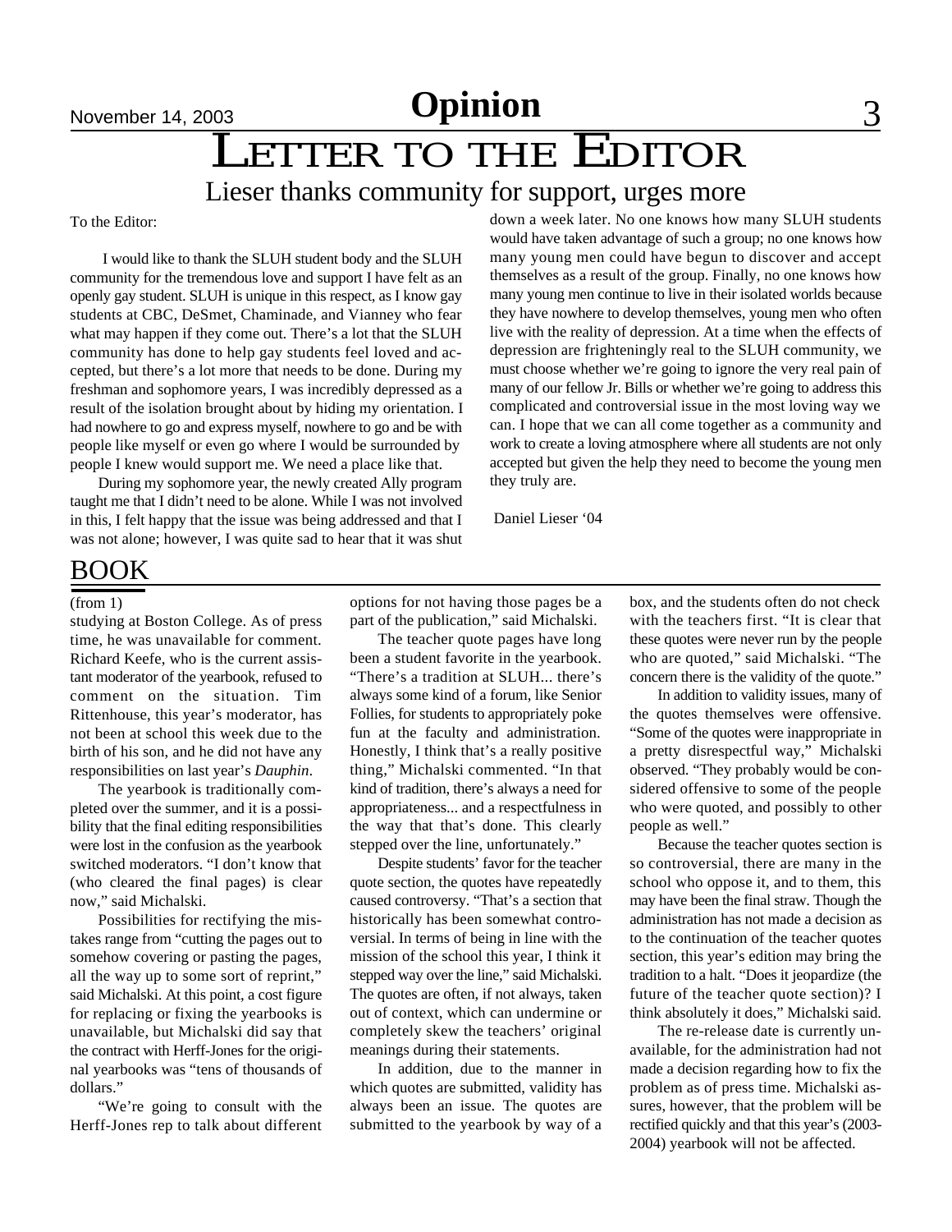# Opinion

## Letter to the Editor

### Lieser thanks community for support, urges more

To the Editor:

I would like to thank the SLUH student body and the SLUH community for the tremendous love and support I have felt as an openly gay student. SLUH is unique in this respect, as I know gay students at CBC, DeSmet, Chaminade, and Vianney who fear what may happen if they come out. There's a lot that the SLUH community has done to help gay students feel loved and accepted, but there's a lot more that needs to be done. During my freshman and sophomore years, I was incredibly depressed as a result of the isolation brought about by hiding my orientation. I had nowhere to go and express myself, nowhere to go and be with people like myself or even go where I would be surrounded by people I knew would support me. We need a place like that.

During my sophomore year, the newly created Ally program taught me that I didn't need to be alone. While I was not involved in this, I felt happy that the issue was being addressed and that I was not alone; however, I was quite sad to hear that it was shut down a week later. No one knows how many SLUH students would have taken advantage of such a group; no one knows how many young men could have begun to discover and accept themselves as a result of the group. Finally, no one knows how many young men continue to live in their isolated worlds because they have nowhere to develop themselves, young men who often live with the reality of depression. At a time when the effects of depression are frighteningly real to the SLUH community, we must choose whether we're going to ignore the very real pain of many of our fellow Jr. Bills or whether we're going to address this complicated and controversial issue in the most loving way we can. I hope that we can all come together as a community and work to create a loving atmosphere where all students are not only accepted but given the help they need to become the young men they truly are.

Daniel Lieser '04

## BOOK

(from 1)

studying at Boston College. As of press time, he was unavailable for comment. Richard Keefe, who is the current assistant moderator of the yearbook, refused to comment on the situation. Tim Rittenhouse, this year's moderator, has not been at school this week due to the birth of his son, and he did not have any responsibilities on last year's *Dauphin*.

The yearbook is traditionally completed over the summer, and it is a possibility that the final editing responsibilities were lost in the confusion as the yearbook switched moderators. "I don't know that (who cleared the final pages) is clear now," said Michalski.

Possibilities for rectifying the mistakes range from "cutting the pages out to somehow covering or pasting the pages, all the way up to some sort of reprint," said Michalski. At this point, a cost figure for replacing or fixing the yearbooks is unavailable, but Michalski did say that the contract with Herff-Jones for the original yearbooks was "tens of thousands of dollars."

"We're going to consult with the Herff-Jones rep to talk about different options for not having those pages be a part of the publication," said Michalski.

The teacher quote pages have long been a student favorite in the yearbook. "There's a tradition at SLUH... there's always some kind of a forum, like Senior Follies, for students to appropriately poke fun at the faculty and administration. Honestly, I think that's a really positive thing," Michalski commented. "In that kind of tradition, there's always a need for appropriateness... and a respectfulness in the way that that's done. This clearly stepped over the line, unfortunately."

Despite students' favor for the teacher quote section, the quotes have repeatedly caused controversy. "That's a section that historically has been somewhat controversial. In terms of being in line with the mission of the school this year, I think it stepped way over the line," said Michalski. The quotes are often, if not always, taken out of context, which can undermine or completely skew the teachers' original meanings during their statements.

In addition, due to the manner in which quotes are submitted, validity has always been an issue. The quotes are submitted to the yearbook by way of a box, and the students often do not check with the teachers first. "It is clear that these quotes were never run by the people who are quoted," said Michalski. "The concern there is the validity of the quote."

In addition to validity issues, many of the quotes themselves were offensive. "Some of the quotes were inappropriate in a pretty disrespectful way," Michalski observed. "They probably would be considered offensive to some of the people who were quoted, and possibly to other people as well."

Because the teacher quotes section is so controversial, there are many in the school who oppose it, and to them, this may have been the final straw. Though the administration has not made a decision as to the continuation of the teacher quotes section, this year's edition may bring the tradition to a halt. "Does it jeopardize (the future of the teacher quote section)? I think absolutely it does," Michalski said.

The re-release date is currently unavailable, for the administration had not made a decision regarding how to fix the problem as of press time. Michalski assures, however, that the problem will be rectified quickly and that this year's (2003-2004) yearbook will not be affected.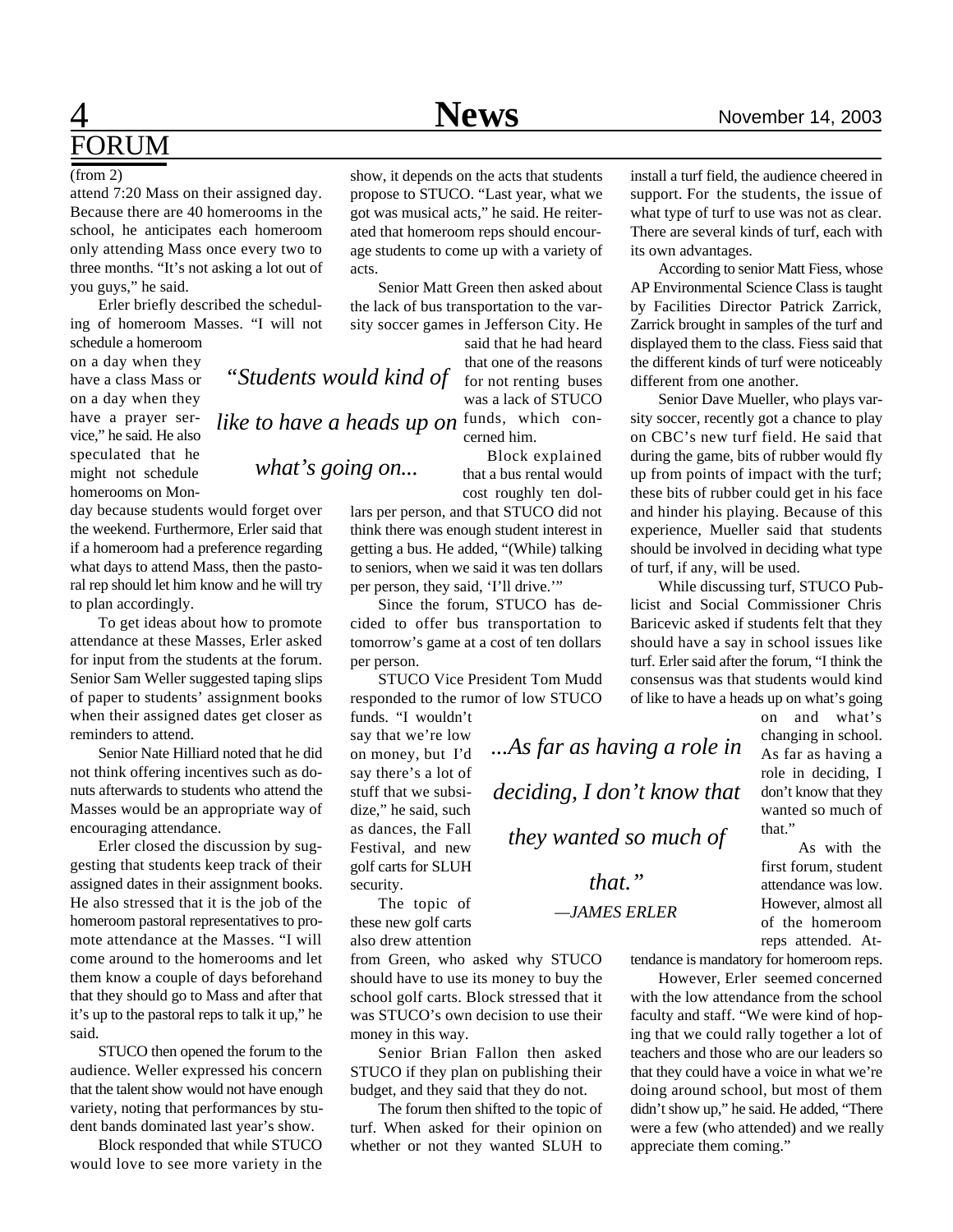# FORUM

(from 2)

attend 7:20 Mass on their assigned day. Because there are 40 homerooms in the school, he anticipates each homeroom only attending Mass once every two to three months. "It's not asking a lot out of you guys," he said.

Erler briefly described the scheduling of homeroom Masses. "I will not schedule a homeroom on a day when they have a class Mass or on a day when they have a prayer service," he said. He also speculated that he might not schedule homerooms on Monday because students would forget over the weekend. Furthermore, Erler said that if a homeroom had a preference regarding what days to attend Mass, then the pastoral rep should let him know and he will try to plan accordingly.

To get ideas about how to promote attendance at these Masses, Erler asked for input from the students at the forum. Senior Sam Weller suggested taping slips of paper to students' assignment books when their assigned dates get closer as reminders to attend.

Senior Nate Hilliard noted that he did not think offering incentives such as donuts afterwards to students who attend the Masses would be an appropriate way of encouraging attendance.

Erler closed the discussion by suggesting that students keep track of their assigned dates in their assignment books. He also stressed that it is the job of the homeroom pastoral representatives to promote attendance at the Masses. "I will come around to the homerooms and let them know a couple of days beforehand that they should go to Mass and after that it's up to the pastoral reps to talk it up," he said.

STUCO then opened the forum to the audience. Weller expressed his concern that the talent show would not have enough variety, noting that performances by student bands dominated last year's show.

Block responded that while STUCO would love to see more variety in the show, it depends on the acts that students propose to STUCO. "Last year, what we got was musical acts," he said. He reiterated that homeroom reps should encourage students to come up with a variety of acts.

Senior Matt Green then asked about the lack of bus transportation to the varsity soccer games in Jefferson City. He said that he had heard that one of the reasons for not renting buses was a lack of STUCO funds, which concerned him.

*"Students would kind of like to have a heads up on what's going on...*

Block explained that a bus rental would cost roughly ten dollars per person, and that STUCO did not think there was enough student interest in getting a bus. He added, "(While) talking to seniors, when we said it was ten dollars per person, they said, 'I'll drive.'"

Since the forum, STUCO has decided to offer bus transportation to tomorrow's game at a cost of ten dollars per person.

STUCO Vice President Tom Mudd responded to the rumor of low STUCO funds. "I wouldn't say that we're low on money, but I'd say there's a lot of stuff that we subsidize," he said, such as dances, the Fall Festival, and new golf carts for SLUH security.

The topic of these new golf carts also drew attention from Green, who asked why STUCO should have to use its money to buy the school golf carts. Block stressed that it was STUCO's own decision to use their money in this way.

Senior Brian Fallon then asked STUCO if they plan on publishing their budget, and they said that they do not.

The forum then shifted to the topic of turf. When asked for their opinion on whether or not they wanted SLUH to install a turf field, the audience cheered in support. For the students, the issue of what type of turf to use was not as clear. There are several kinds of turf, each with its own advantages.

*...As far as having a role in deciding, I don't know that they wanted so much of that."*

*—JAMES ERLER*

According to senior Matt Fiess, whose AP Environmental Science Class is taught by Facilities Director Patrick Zarrick, Zarrick brought in samples of the turf and displayed them to the class. Fiess said that the different kinds of turf were noticeably different from one another.

Senior Dave Mueller, who plays varsity soccer, recently got a chance to play on CBC's new turf field. He said that during the game, bits of rubber would fly up from points of impact with the turf; these bits of rubber could get in his face and hinder his playing. Because of this experience, Mueller said that students should be involved in deciding what type of turf, if any, will be used.

While discussing turf, STUCO Publicist and Social Commissioner Chris Baricevic asked if students felt that they should have a say in school issues like turf. Erler said after the forum, "I think the consensus was that students would kind of like to have a heads up on what's going on and what's changing in school. As far as having a role in deciding, I don't know that they wanted so much of that."

As with the first forum, student attendance was low. However, almost all of the homeroom reps attended. Attendance is mandatory for homeroom reps.

However, Erler seemed concerned with the low attendance from the school faculty and staff. "We were kind of hoping that we could rally together a lot of teachers and those who are our leaders so that they could have a voice in what we're doing around school, but most of them didn't show up," he said. He added, "There were a few (who attended) and we really appreciate them coming."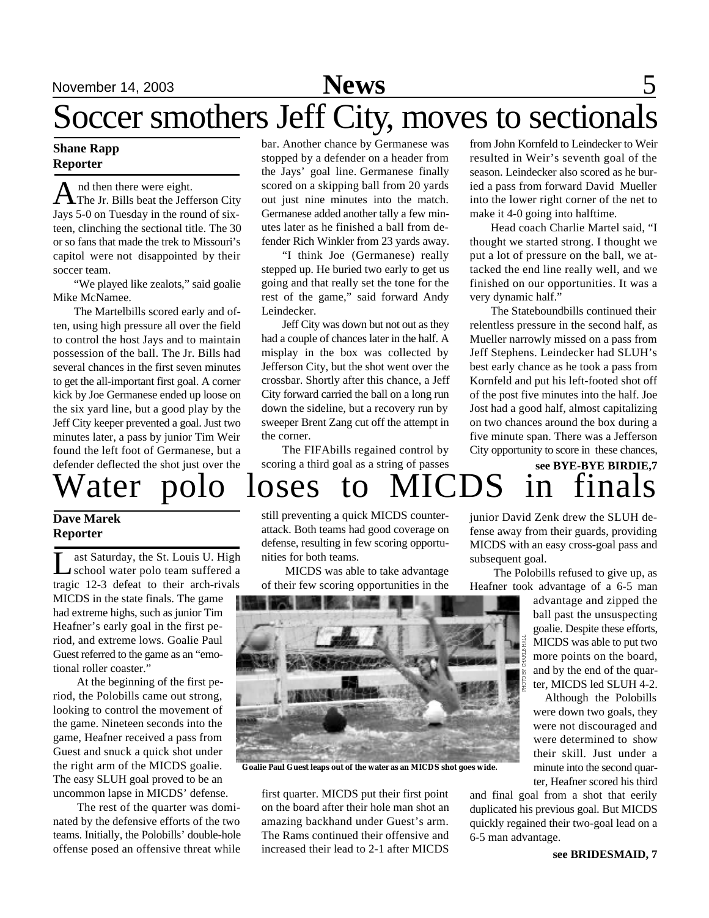# Soccer smothers Jeff City, moves to sectionals

**Shane Rapp**
**Reporter**

And then there were eight.

The Jr. Bills beat the Jefferson City Jays 5-0 on Tuesday in the round of sixteen, clinching the sectional title. The 30 or so fans that made the trek to Missouri's capitol were not disappointed by their soccer team.

"We played like zealots," said goalie Mike McNamee.

The Martelbills scored early and often, using high pressure all over the field to control the host Jays and to maintain possession of the ball. The Jr. Bills had several chances in the first seven minutes to get the all-important first goal. A corner kick by Joe Germanese ended up loose on the six yard line, but a good play by the Jeff City keeper prevented a goal. Just two minutes later, a pass by junior Tim Weir found the left foot of Germanese, but a defender deflected the shot just over the bar. Another chance by Germanese was stopped by a defender on a header from the Jays' goal line. Germanese finally scored on a skipping ball from 20 yards out just nine minutes into the match. Germanese added another tally a few minutes later as he finished a ball from defender Rich Winkler from 23 yards away.

"I think Joe (Germanese) really stepped up. He buried two early to get us going and that really set the tone for the rest of the game," said forward Andy Leindecker.

Jeff City was down but not out as they had a couple of chances later in the half. A misplay in the box was collected by Jefferson City, but the shot went over the crossbar. Shortly after this chance, a Jeff City forward carried the ball on a long run down the sideline, but a recovery run by sweeper Brent Zang cut off the attempt in the corner.

The FIFAbills regained control by scoring a third goal as a string of passes from John Kornfeld to Leindecker to Weir resulted in Weir's seventh goal of the season. Leindecker also scored as he buried a pass from forward David Mueller into the lower right corner of the net to make it 4-0 going into halftime.

Head coach Charlie Martel said, "I thought we started strong. I thought we put a lot of pressure on the ball, we attacked the end line really well, and we finished on our opportunities. It was a very dynamic half."

The Stateboundbills continued their relentless pressure in the second half, as Mueller narrowly missed on a pass from Jeff Stephens. Leindecker had SLUH's best early chance as he took a pass from Kornfeld and put his left-footed shot off of the post five minutes into the half. Joe Jost had a good half, almost capitalizing on two chances around the box during a five minute span. There was a Jefferson City opportunity to score in these chances,

**see BYE-BYE BIRDIE,7**

# Water polo loses to MICDS in finals

**Dave Marek**
**Reporter**

Last Saturday, the St. Louis U. High school water polo team suffered a tragic 12-3 defeat to their arch-rivals MICDS in the state finals. The game had extreme highs, such as junior Tim Heafner's early goal in the first period, and extreme lows. Goalie Paul Guest referred to the game as an "emotional roller coaster."

At the beginning of the first period, the Polobills came out strong, looking to control the movement of the game. Nineteen seconds into the game, Heafner received a pass from Guest and snuck a quick shot under the right arm of the MICDS goalie. The easy SLUH goal proved to be an uncommon lapse in MICDS' defense.

The rest of the quarter was dominated by the defensive efforts of the two teams. Initially, the Polobills' double-hole offense posed an offensive threat while still preventing a quick MICDS counterattack. Both teams had good coverage on defense, resulting in few scoring opportunities for both teams.

MICDS was able to take advantage of their few scoring opportunities in the first quarter. MICDS put their first point on the board after their hole man shot an amazing backhand under Guest's arm. The Rams continued their offensive and increased their lead to 2-1 after MICDS junior David Zenk drew the SLUH defense away from their guards, providing MICDS with an easy cross-goal pass and subsequent goal.

PHOTO BY CHARLIE HALL

**Goalie Paul Guest leaps out of the water as an MICDS shot goes wide.**

The Polobills refused to give up, as Heafner took advantage of a 6-5 man advantage and zipped the ball past the unsuspecting goalie. Despite these efforts, MICDS was able to put two more points on the board, and by the end of the quarter, MICDS led SLUH 4-2.

Although the Polobills were down two goals, they were not discouraged and were determined to show their skill. Just under a minute into the second quarter, Heafner scored his third and final goal from a shot that eerily duplicated his previous goal. But MICDS quickly regained their two-goal lead on a 6-5 man advantage.

**see BRIDESMAID, 7**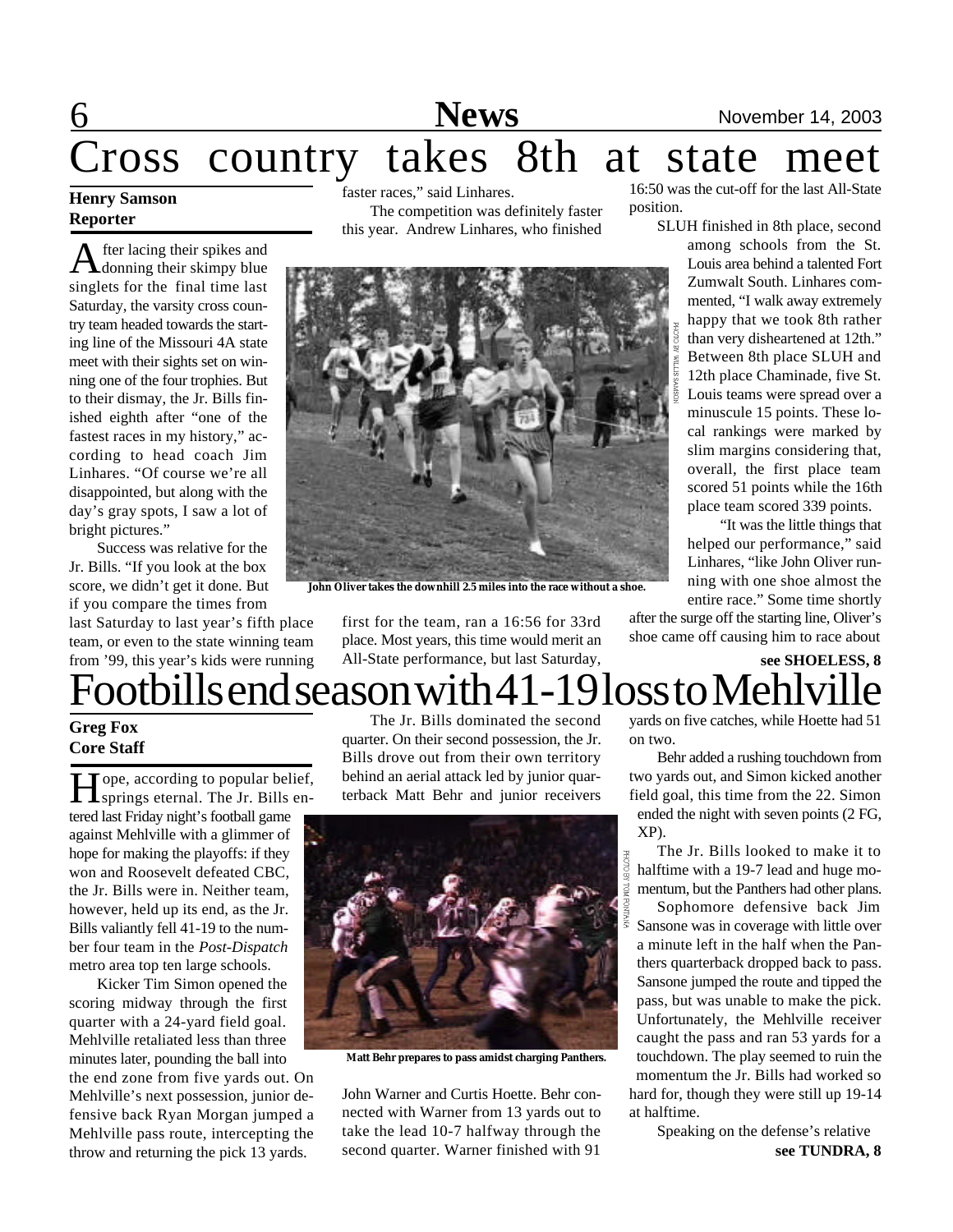# Cross country takes 8th at state meet

**Henry Samson**
**Reporter**

After lacing their spikes and donning their skimpy blue singlets for the final time last Saturday, the varsity cross country team headed towards the starting line of the Missouri 4A state meet with their sights set on winning one of the four trophies. But to their dismay, the Jr. Bills finished eighth after "one of the fastest races in my history," according to head coach Jim Linhares. "Of course we're all disappointed, but along with the day's gray spots, I saw a lot of bright pictures."

Success was relative for the Jr. Bills. "If you look at the box score, we didn't get it done. But if you compare the times from last Saturday to last year's fifth place team, or even to the state winning team from '99, this year's kids were running faster races," said Linhares.

The competition was definitely faster this year. Andrew Linhares, who finished first for the team, ran a 16:56 for 33rd place. Most years, this time would merit an All-State performance, but last Saturday, 16:50 was the cut-off for the last All-State position.

PHOTO BY WILLIS SAMSON

John Oliver takes the downhill 2.5 miles into the race without a shoe.

SLUH finished in 8th place, second among schools from the St. Louis area behind a talented Fort Zumwalt South. Linhares commented, "I walk away extremely happy that we took 8th rather than very disheartened at 12th." Between 8th place SLUH and 12th place Chaminade, five St. Louis teams were spread over a minuscule 15 points. These local rankings were marked by slim margins considering that, overall, the first place team scored 51 points while the 16th place team scored 339 points.

"It was the little things that helped our performance," said Linhares, "like John Oliver running with one shoe almost the entire race." Some time shortly after the surge off the starting line, Oliver's shoe came off causing him to race about

**see SHOELESS, 8**

# Footbills end season with 41-19 loss to Mehlville

**Greg Fox**
**Core Staff**

Hope, according to popular belief, springs eternal. The Jr. Bills entered last Friday night's football game against Mehlville with a glimmer of hope for making the playoffs: if they won and Roosevelt defeated CBC, the Jr. Bills were in. Neither team, however, held up its end, as the Jr. Bills valiantly fell 41-19 to the number four team in the *Post-Dispatch* metro area top ten large schools.

Kicker Tim Simon opened the scoring midway through the first quarter with a 24-yard field goal. Mehlville retaliated less than three minutes later, pounding the ball into the end zone from five yards out. On Mehlville's next possession, junior defensive back Ryan Morgan jumped a Mehlville pass route, intercepting the throw and returning the pick 13 yards.

The Jr. Bills dominated the second quarter. On their second possession, the Jr. Bills drove out from their own territory behind an aerial attack led by junior quarterback Matt Behr and junior receivers John Warner and Curtis Hoette. Behr connected with Warner from 13 yards out to take the lead 10-7 halfway through the second quarter. Warner finished with 91 yards on five catches, while Hoette had 51 on two.

PHOTO BY TOM FONTANA

Matt Behr prepares to pass amidst charging Panthers.

Behr added a rushing touchdown from two yards out, and Simon kicked another field goal, this time from the 22. Simon ended the night with seven points (2 FG, XP).

The Jr. Bills looked to make it to halftime with a 19-7 lead and huge momentum, but the Panthers had other plans.

Sophomore defensive back Jim Sansone was in coverage with little over a minute left in the half when the Panthers quarterback dropped back to pass. Sansone jumped the route and tipped the pass, but was unable to make the pick. Unfortunately, the Mehlville receiver caught the pass and ran 53 yards for a touchdown. The play seemed to ruin the momentum the Jr. Bills had worked so hard for, though they were still up 19-14 at halftime.

Speaking on the defense's relative

**see TUNDRA, 8**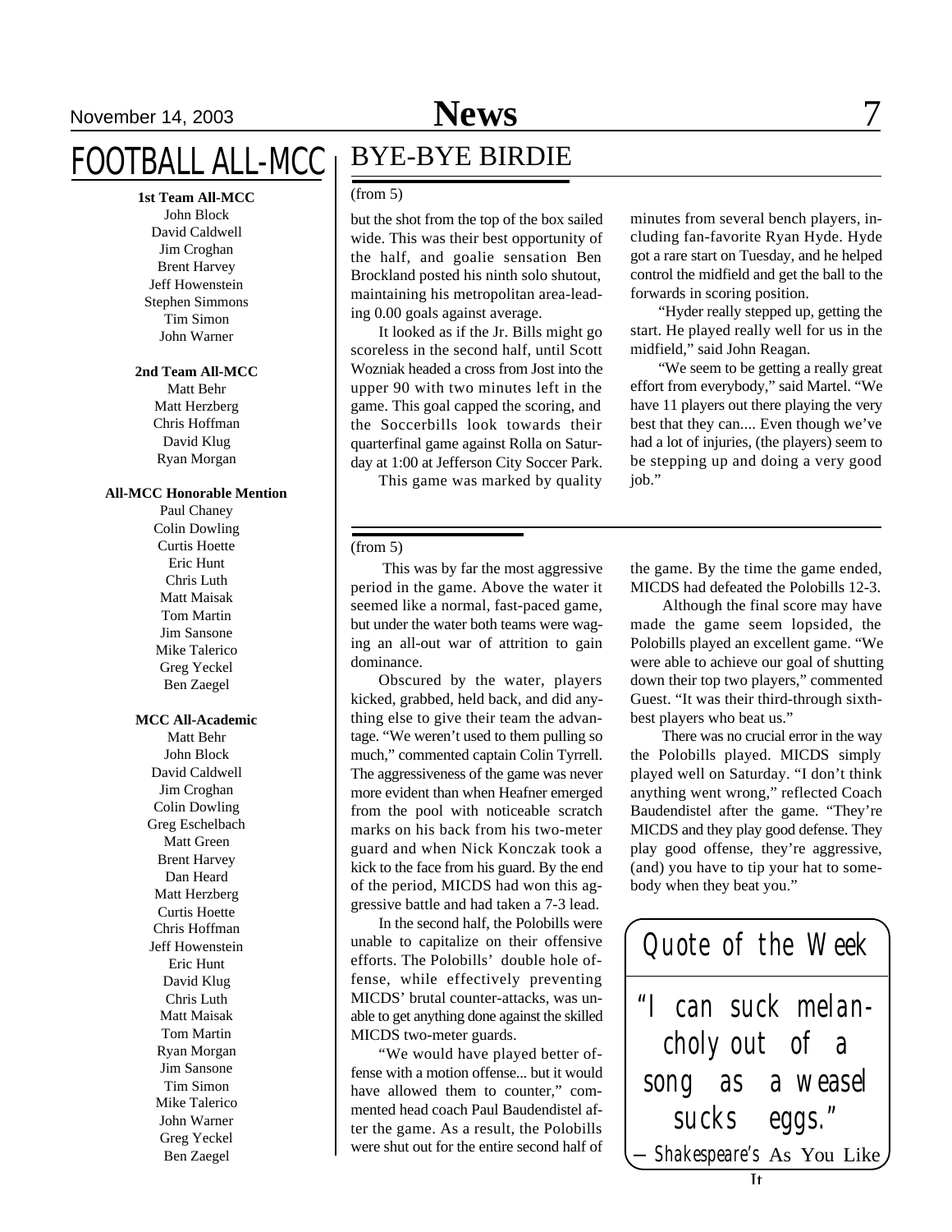# FOOTBALL ALL-MCC

**1st Team All-MCC**

John Block
David Caldwell
Jim Croghan
Brent Harvey
Jeff Howenstein
Stephen Simmons
Tim Simon
John Warner

**2nd Team All-MCC**

Matt Behr
Matt Herzberg
Chris Hoffman
David Klug
Ryan Morgan

**All-MCC Honorable Mention**

Paul Chaney
Colin Dowling
Curtis Hoette
Eric Hunt
Chris Luth
Matt Maisak
Tom Martin
Jim Sansone
Mike Talerico
Greg Yeckel
Ben Zaegel

**MCC All-Academic**

Matt Behr
John Block
David Caldwell
Jim Croghan
Colin Dowling
Greg Eschelbach
Matt Green
Brent Harvey
Dan Heard
Matt Herzberg
Curtis Hoette
Chris Hoffman
Jeff Howenstein
Eric Hunt
David Klug
Chris Luth
Matt Maisak
Tom Martin
Ryan Morgan
Jim Sansone
Tim Simon
Mike Talerico
John Warner
Greg Yeckel
Ben Zaegel

# BYE-BYE BIRDIE

(from 5)

but the shot from the top of the box sailed wide. This was their best opportunity of the half, and goalie sensation Ben Brockland posted his ninth solo shutout, maintaining his metropolitan area-leading 0.00 goals against average.

It looked as if the Jr. Bills might go scoreless in the second half, until Scott Wozniak headed a cross from Jost into the upper 90 with two minutes left in the game. This goal capped the scoring, and the Soccerbills look towards their quarterfinal game against Rolla on Saturday at 1:00 at Jefferson City Soccer Park.

This game was marked by quality minutes from several bench players, including fan-favorite Ryan Hyde. Hyde got a rare start on Tuesday, and he helped control the midfield and get the ball to the forwards in scoring position.

"Hyder really stepped up, getting the start. He played really well for us in the midfield," said John Reagan.

"We seem to be getting a really great effort from everybody," said Martel. "We have 11 players out there playing the very best that they can.... Even though we've had a lot of injuries, (the players) seem to be stepping up and doing a very good job."

---

(from 5)

This was by far the most aggressive period in the game. Above the water it seemed like a normal, fast-paced game, but under the water both teams were waging an all-out war of attrition to gain dominance.

Obscured by the water, players kicked, grabbed, held back, and did anything else to give their team the advantage. "We weren't used to them pulling so much," commented captain Colin Tyrrell. The aggressiveness of the game was never more evident than when Heafner emerged from the pool with noticeable scratch marks on his back from his two-meter guard and when Nick Konczak took a kick to the face from his guard. By the end of the period, MICDS had won this aggressive battle and had taken a 7-3 lead.

In the second half, the Polobills were unable to capitalize on their offensive efforts. The Polobills' double hole offense, while effectively preventing MICDS' brutal counter-attacks, was unable to get anything done against the skilled MICDS two-meter guards.

"We would have played better offense with a motion offense... but it would have allowed them to counter," commented head coach Paul Baudendistel after the game. As a result, the Polobills were shut out for the entire second half of the game. By the time the game ended, MICDS had defeated the Polobills 12-3.

Although the final score may have made the game seem lopsided, the Polobills played an excellent game. "We were able to achieve our goal of shutting down their top two players," commented Guest. "It was their third-through sixth-best players who beat us."

There was no crucial error in the way the Polobills played. MICDS simply played well on Saturday. "I don't think anything went wrong," reflected Coach Baudendistel after the game. "They're MICDS and they play good defense. They play good offense, they're aggressive, (and) you have to tip your hat to somebody when they beat you."

## Quote of the Week

"I can suck melancholy out of a song as a weasel sucks eggs."

—Shakespeare's *As You Like It*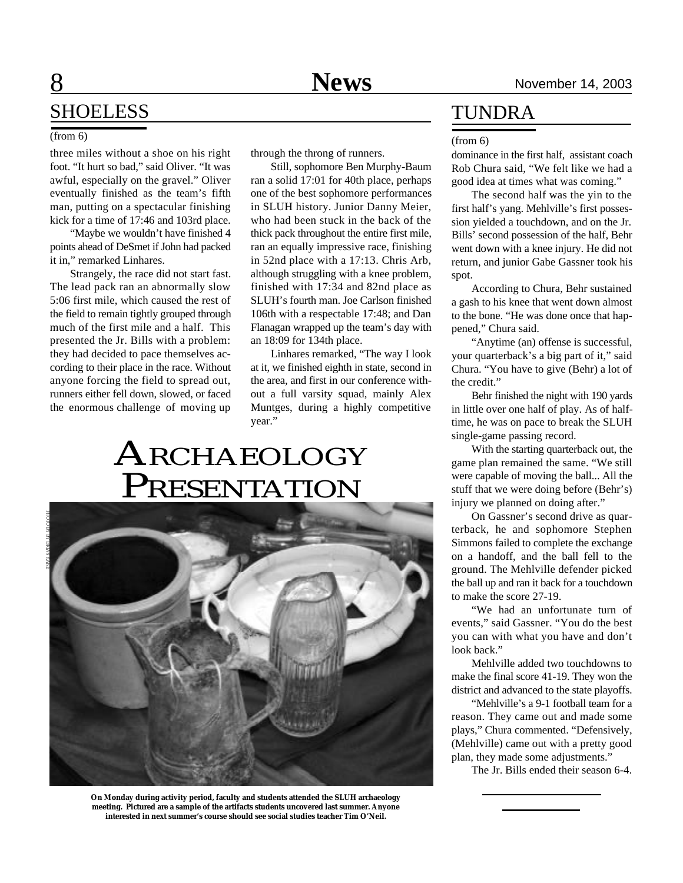## SHOELESS

(from 6)

three miles without a shoe on his right foot. "It hurt so bad," said Oliver. "It was awful, especially on the gravel." Oliver eventually finished as the team's fifth man, putting on a spectacular finishing kick for a time of 17:46 and 103rd place.

"Maybe we wouldn't have finished 4 points ahead of DeSmet if John had packed it in," remarked Linhares.

Strangely, the race did not start fast. The lead pack ran an abnormally slow 5:06 first mile, which caused the rest of the field to remain tightly grouped through much of the first mile and a half. This presented the Jr. Bills with a problem: they had decided to pace themselves according to their place in the race. Without anyone forcing the field to spread out, runners either fell down, slowed, or faced the enormous challenge of moving up through the throng of runners.

Still, sophomore Ben Murphy-Baum ran a solid 17:01 for 40th place, perhaps one of the best sophomore performances in SLUH history. Junior Danny Meier, who had been stuck in the back of the thick pack throughout the entire first mile, ran an equally impressive race, finishing in 52nd place with a 17:13. Chris Arb, although struggling with a knee problem, finished with 17:34 and 82nd place as SLUH's fourth man. Joe Carlson finished 106th with a respectable 17:48; and Dan Flanagan wrapped up the team's day with an 18:09 for 134th place.

Linhares remarked, "The way I look at it, we finished eighth in state, second in the area, and first in our conference without a full varsity squad, mainly Alex Muntges, during a highly competitive year."

# ARCHAEOLOGY PRESENTATION

PHOTO BY BRIAN KANE

On Monday during activity period, faculty and students attended the SLUH archaeology meeting. Pictured are a sample of the artifacts students uncovered last summer. Anyone interested in next summer's course should see social studies teacher Tim O'Neil.

## TUNDRA

(from 6)

dominance in the first half, assistant coach Rob Chura said, "We felt like we had a good idea at times what was coming."

The second half was the yin to the first half's yang. Mehlville's first possession yielded a touchdown, and on the Jr. Bills' second possession of the half, Behr went down with a knee injury. He did not return, and junior Gabe Gassner took his spot.

According to Chura, Behr sustained a gash to his knee that went down almost to the bone. "He was done once that happened," Chura said.

"Anytime (an) offense is successful, your quarterback's a big part of it," said Chura. "You have to give (Behr) a lot of the credit."

Behr finished the night with 190 yards in little over one half of play. As of halftime, he was on pace to break the SLUH single-game passing record.

With the starting quarterback out, the game plan remained the same. "We still were capable of moving the ball... All the stuff that we were doing before (Behr's) injury we planned on doing after."

On Gassner's second drive as quarterback, he and sophomore Stephen Simmons failed to complete the exchange on a handoff, and the ball fell to the ground. The Mehlville defender picked the ball up and ran it back for a touchdown to make the score 27-19.

"We had an unfortunate turn of events," said Gassner. "You do the best you can with what you have and don't look back."

Mehlville added two touchdowns to make the final score 41-19. They won the district and advanced to the state playoffs.

"Mehlville's a 9-1 football team for a reason. They came out and made some plays," Chura commented. "Defensively, (Mehlville) came out with a pretty good plan, they made some adjustments."

The Jr. Bills ended their season 6-4.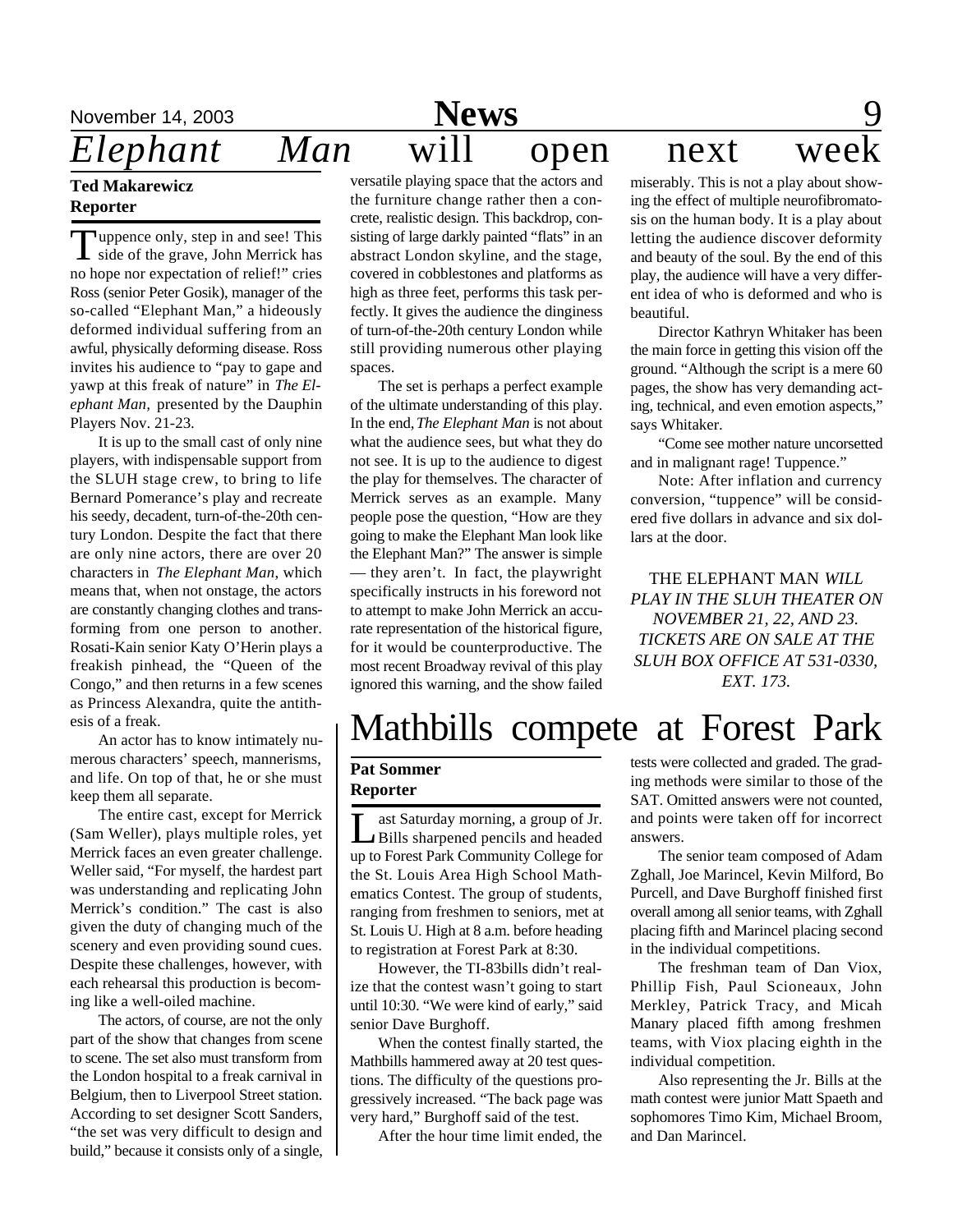# *Elephant Man* will open next week

**Ted Makarewicz**
**Reporter**

"Tuppence only, step in and see! This side of the grave, John Merrick has no hope nor expectation of relief!" cries Ross (senior Peter Gosik), manager of the so-called "Elephant Man," a hideously deformed individual suffering from an awful, physically deforming disease. Ross invites his audience to "pay to gape and yawp at this freak of nature" in *The Elephant Man,* presented by the Dauphin Players Nov. 21-23.

It is up to the small cast of only nine players, with indispensable support from the SLUH stage crew, to bring to life Bernard Pomerance's play and recreate his seedy, decadent, turn-of-the-20th century London. Despite the fact that there are only nine actors, there are over 20 characters in *The Elephant Man,* which means that, when not onstage, the actors are constantly changing clothes and transforming from one person to another. Rosati-Kain senior Katy O'Herin plays a freakish pinhead, the "Queen of the Congo," and then returns in a few scenes as Princess Alexandra, quite the antithesis of a freak.

An actor has to know intimately numerous characters' speech, mannerisms, and life. On top of that, he or she must keep them all separate.

The entire cast, except for Merrick (Sam Weller), plays multiple roles, yet Merrick faces an even greater challenge. Weller said, "For myself, the hardest part was understanding and replicating John Merrick's condition." The cast is also given the duty of changing much of the scenery and even providing sound cues. Despite these challenges, however, with each rehearsal this production is becoming like a well-oiled machine.

The actors, of course, are not the only part of the show that changes from scene to scene. The set also must transform from the London hospital to a freak carnival in Belgium, then to Liverpool Street station. According to set designer Scott Sanders, "the set was very difficult to design and build," because it consists only of a single, versatile playing space that the actors and the furniture change rather then a concrete, realistic design. This backdrop, consisting of large darkly painted "flats" in an abstract London skyline, and the stage, covered in cobblestones and platforms as high as three feet, performs this task perfectly. It gives the audience the dinginess of turn-of-the-20th century London while still providing numerous other playing spaces.

The set is perhaps a perfect example of the ultimate understanding of this play. In the end, *The Elephant Man* is not about what the audience sees, but what they do not see. It is up to the audience to digest the play for themselves. The character of Merrick serves as an example. Many people pose the question, "How are they going to make the Elephant Man look like the Elephant Man?" The answer is simple — they aren't. In fact, the playwright specifically instructs in his foreword not to attempt to make John Merrick an accurate representation of the historical figure, for it would be counterproductive. The most recent Broadway revival of this play ignored this warning, and the show failed miserably. This is not a play about showing the effect of multiple neurofibromatosis on the human body. It is a play about letting the audience discover deformity and beauty of the soul. By the end of this play, the audience will have a very different idea of who is deformed and who is beautiful.

Director Kathryn Whitaker has been the main force in getting this vision off the ground. "Although the script is a mere 60 pages, the show has very demanding acting, technical, and even emotion aspects," says Whitaker.

"Come see mother nature uncorsetted and in malignant rage! Tuppence."

Note: After inflation and currency conversion, "tuppence" will be considered five dollars in advance and six dollars at the door.

THE ELEPHANT MAN *WILL PLAY IN THE SLUH THEATER ON NOVEMBER 21, 22, AND 23. TICKETS ARE ON SALE AT THE SLUH BOX OFFICE AT 531-0330, EXT. 173.*

# Mathbills compete at Forest Park

**Pat Sommer**
**Reporter**

Last Saturday morning, a group of Jr. Bills sharpened pencils and headed up to Forest Park Community College for the St. Louis Area High School Mathematics Contest. The group of students, ranging from freshmen to seniors, met at St. Louis U. High at 8 a.m. before heading to registration at Forest Park at 8:30.

However, the TI-83bills didn't realize that the contest wasn't going to start until 10:30. "We were kind of early," said senior Dave Burghoff.

When the contest finally started, the Mathbills hammered away at 20 test questions. The difficulty of the questions progressively increased. "The back page was very hard," Burghoff said of the test.

After the hour time limit ended, the tests were collected and graded. The grading methods were similar to those of the SAT. Omitted answers were not counted, and points were taken off for incorrect answers.

The senior team composed of Adam Zghall, Joe Marincel, Kevin Milford, Bo Purcell, and Dave Burghoff finished first overall among all senior teams, with Zghall placing fifth and Marincel placing second in the individual competitions.

The freshman team of Dan Viox, Phillip Fish, Paul Scioneaux, John Merkley, Patrick Tracy, and Micah Manary placed fifth among freshmen teams, with Viox placing eighth in the individual competition.

Also representing the Jr. Bills at the math contest were junior Matt Spaeth and sophomores Timo Kim, Michael Broom, and Dan Marincel.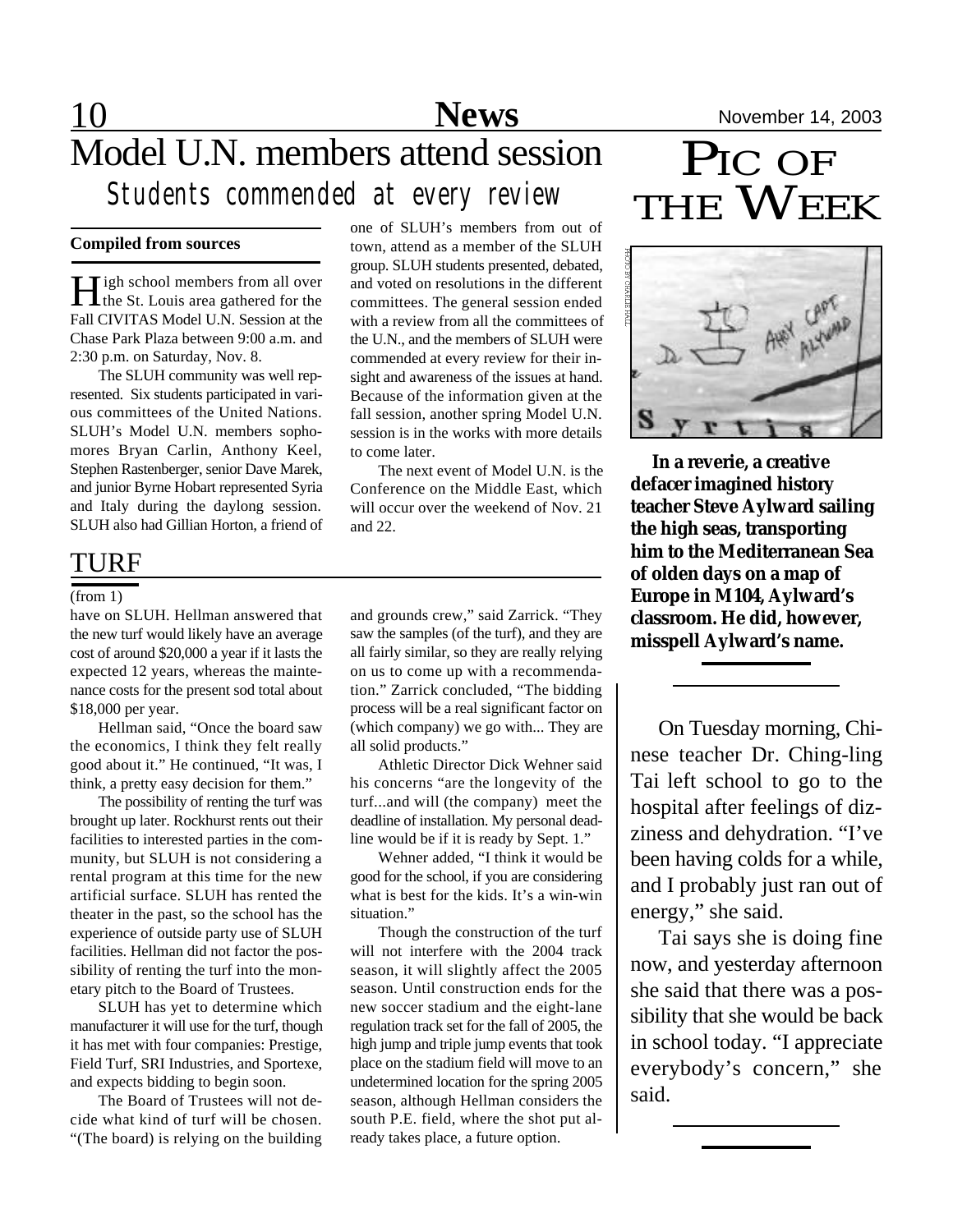# Model U.N. members attend session

## Students commended at every review

**Compiled from sources**

High school members from all over the St. Louis area gathered for the Fall CIVITAS Model U.N. Session at the Chase Park Plaza between 9:00 a.m. and 2:30 p.m. on Saturday, Nov. 8.

The SLUH community was well represented. Six students participated in various committees of the United Nations. SLUH's Model U.N. members sophomores Bryan Carlin, Anthony Keel, Stephen Rastenberger, senior Dave Marek, and junior Byrne Hobart represented Syria and Italy during the daylong session. SLUH also had Gillian Horton, a friend of one of SLUH's members from out of town, attend as a member of the SLUH group. SLUH students presented, debated, and voted on resolutions in the different committees. The general session ended with a review from all the committees of the U.N., and the members of SLUH were commended at every review for their insight and awareness of the issues at hand. Because of the information given at the fall session, another spring Model U.N. session is in the works with more details to come later.

The next event of Model U.N. is the Conference on the Middle East, which will occur over the weekend of Nov. 21 and 22.

# TURF

(from 1)

have on SLUH. Hellman answered that the new turf would likely have an average cost of around $20,000 a year if it lasts the expected 12 years, whereas the maintenance costs for the present sod total about $18,000 per year.

Hellman said, "Once the board saw the economics, I think they felt really good about it." He continued, "It was, I think, a pretty easy decision for them."

The possibility of renting the turf was brought up later. Rockhurst rents out their facilities to interested parties in the community, but SLUH is not considering a rental program at this time for the new artificial surface. SLUH has rented the theater in the past, so the school has the experience of outside party use of SLUH facilities. Hellman did not factor the possibility of renting the turf into the monetary pitch to the Board of Trustees.

SLUH has yet to determine which manufacturer it will use for the turf, though it has met with four companies: Prestige, Field Turf, SRI Industries, and Sportexe, and expects bidding to begin soon.

The Board of Trustees will not decide what kind of turf will be chosen. "(The board) is relying on the building and grounds crew," said Zarrick. "They saw the samples (of the turf), and they are all fairly similar, so they are really relying on us to come up with a recommendation." Zarrick concluded, "The bidding process will be a real significant factor on (which company) we go with... They are all solid products."

Athletic Director Dick Wehner said his concerns "are the longevity of the turf...and will (the company) meet the deadline of installation. My personal deadline would be if it is ready by Sept. 1."

Wehner added, "I think it would be good for the school, if you are considering what is best for the kids. It's a win-win situation."

Though the construction of the turf will not interfere with the 2004 track season, it will slightly affect the 2005 season. Until construction ends for the new soccer stadium and the eight-lane regulation track set for the fall of 2005, the high jump and triple jump events that took place on the stadium field will move to an undetermined location for the spring 2005 season, although Hellman considers the south P.E. field, where the shot put already takes place, a future option.

# Pic of the Week

PHOTO BY CHARLIE HALL

**In a reverie, a creative defacer imagined history teacher Steve Aylward sailing the high seas, transporting him to the Mediterranean Sea of olden days on a map of Europe in M104, Aylward's classroom. He did, however, misspell Aylward's name.**

---

On Tuesday morning, Chinese teacher Dr. Ching-ling Tai left school to go to the hospital after feelings of dizziness and dehydration. "I've been having colds for a while, and I probably just ran out of energy," she said.

Tai says she is doing fine now, and yesterday afternoon she said that there was a possibility that she would be back in school today. "I appreciate everybody's concern," she said.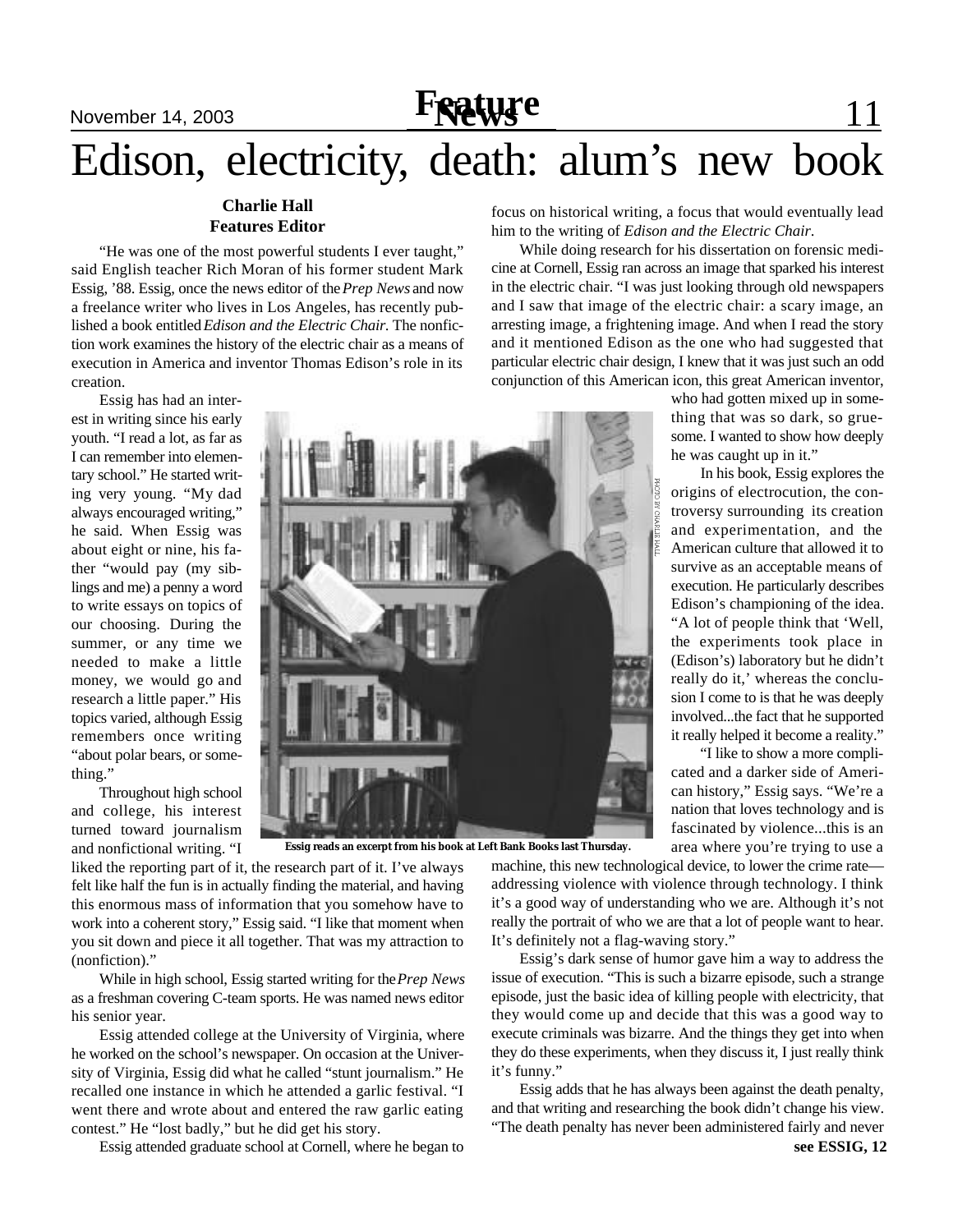# Edison, electricity, death: alum's new book

**Charlie Hall**
**Features Editor**

"He was one of the most powerful students I ever taught," said English teacher Rich Moran of his former student Mark Essig, '88. Essig, once the news editor of the *Prep News* and now a freelance writer who lives in Los Angeles, has recently published a book entitled *Edison and the Electric Chair*. The nonfiction work examines the history of the electric chair as a means of execution in America and inventor Thomas Edison's role in its creation.

Essig has had an interest in writing since his early youth. "I read a lot, as far as I can remember into elementary school." He started writing very young. "My dad always encouraged writing," he said. When Essig was about eight or nine, his father "would pay (my siblings and me) a penny a word to write essays on topics of our choosing. During the summer, or any time we needed to make a little money, we would go and research a little paper." His topics varied, although Essig remembers once writing "about polar bears, or something."

Throughout high school and college, his interest turned toward journalism and nonfictional writing. "I liked the reporting part of it, the research part of it. I've always felt like half the fun is in actually finding the material, and having this enormous mass of information that you somehow have to work into a coherent story," Essig said. "I like that moment when you sit down and piece it all together. That was my attraction to (nonfiction)."

While in high school, Essig started writing for the *Prep News* as a freshman covering C-team sports. He was named news editor his senior year.

Essig attended college at the University of Virginia, where he worked on the school's newspaper. On occasion at the University of Virginia, Essig did what he called "stunt journalism." He recalled one instance in which he attended a garlic festival. "I went there and wrote about and entered the raw garlic eating contest." He "lost badly," but he did get his story.

Essig attended graduate school at Cornell, where he began to focus on historical writing, a focus that would eventually lead him to the writing of *Edison and the Electric Chair*.

While doing research for his dissertation on forensic medicine at Cornell, Essig ran across an image that sparked his interest in the electric chair. "I was just looking through old newspapers and I saw that image of the electric chair: a scary image, an arresting image, a frightening image. And when I read the story and it mentioned Edison as the one who had suggested that particular electric chair design, I knew that it was just such an odd conjunction of this American icon, this great American inventor, who had gotten mixed up in something that was so dark, so gruesome. I wanted to show how deeply he was caught up in it."

PHOTO BY CHARLIE HALL

Essig reads an excerpt from his book at Left Bank Books last Thursday.

In his book, Essig explores the origins of electrocution, the controversy surrounding its creation and experimentation, and the American culture that allowed it to survive as an acceptable means of execution. He particularly describes Edison's championing of the idea. "A lot of people think that 'Well, the experiments took place in (Edison's) laboratory but he didn't really do it,' whereas the conclusion I come to is that he was deeply involved...the fact that he supported it really helped it become a reality."

"I like to show a more complicated and a darker side of American history," Essig says. "We're a nation that loves technology and is fascinated by violence...this is an area where you're trying to use a machine, this new technological device, to lower the crime rate—addressing violence with violence through technology. I think it's a good way of understanding who we are. Although it's not really the portrait of who we are that a lot of people want to hear. It's definitely not a flag-waving story."

Essig's dark sense of humor gave him a way to address the issue of execution. "This is such a bizarre episode, such a strange episode, just the basic idea of killing people with electricity, that they would come up and decide that this was a good way to execute criminals was bizarre. And the things they get into when they do these experiments, when they discuss it, I just really think it's funny."

Essig adds that he has always been against the death penalty, and that writing and researching the book didn't change his view. "The death penalty has never been administered fairly and never

**see ESSIG, 12**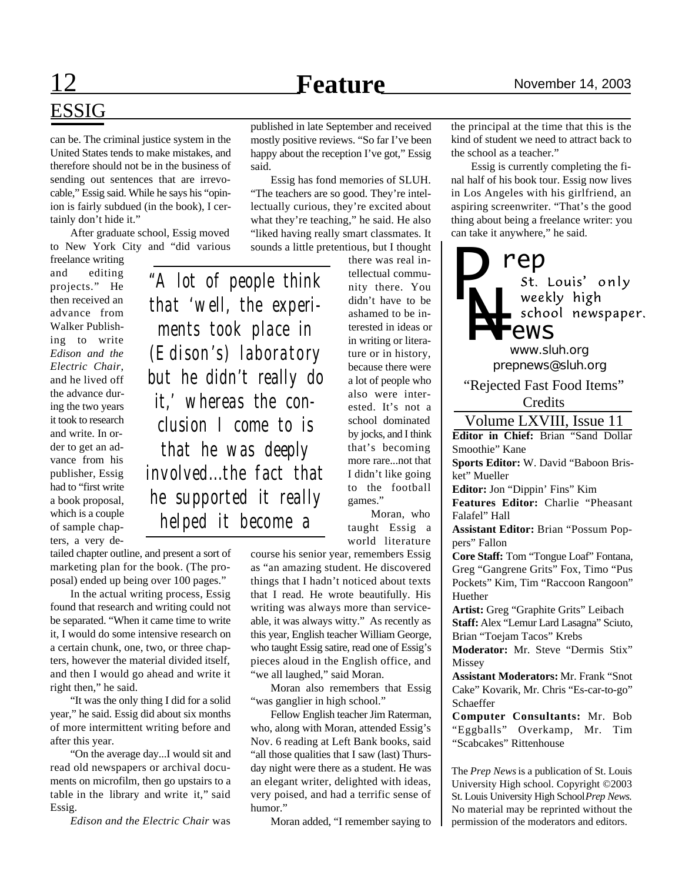## ESSIG

can be. The criminal justice system in the United States tends to make mistakes, and therefore should not be in the business of sending out sentences that are irrevocable," Essig said. While he says his "opinion is fairly subdued (in the book), I certainly don't hide it."

After graduate school, Essig moved to New York City and "did various freelance writing and editing projects." He then received an advance from Walker Publishing to write *Edison and the Electric Chair*, and he lived off the advance during the two years it took to research and write. In order to get an advance from his publisher, Essig had to "first write a book proposal, which is a couple of sample chapters, a very detailed chapter outline, and present a sort of marketing plan for the book. (The proposal) ended up being over 100 pages."

In the actual writing process, Essig found that research and writing could not be separated. "When it came time to write it, I would do some intensive research on a certain chunk, one, two, or three chapters, however the material divided itself, and then I would go ahead and write it right then," he said.

"It was the only thing I did for a solid year," he said. Essig did about six months of more intermittent writing before and after this year.

"On the average day...I would sit and read old newspapers or archival documents on microfilm, then go upstairs to a table in the library and write it," said Essig.

*Edison and the Electric Chair* was published in late September and received mostly positive reviews. "So far I've been happy about the reception I've got," Essig said.

> "A lot of people think that 'well, the experiments took place in (Edison's) laboratory but he didn't really do it,' whereas the conclusion I come to is that he was deeply involved...the fact that he supported it really helped it become a

Essig has fond memories of SLUH. "The teachers are so good. They're intellectually curious, they're excited about what they're teaching," he said. He also "liked having really smart classmates. It sounds a little pretentious, but I thought there was real intellectual community there. You didn't have to be ashamed to be interested in ideas or in writing or literature or in history, because there were a lot of people who also were interested. It's not a school dominated by jocks, and I think that's becoming more rare...not that I didn't like going to the football games."

Moran, who taught Essig a world literature course his senior year, remembers Essig as "an amazing student. He discovered things that I hadn't noticed about texts that I read. He wrote beautifully. His writing was always more than serviceable, it was always witty." As recently as this year, English teacher William George, who taught Essig satire, read one of Essig's pieces aloud in the English office, and "we all laughed," said Moran.

Moran also remembers that Essig "was ganglier in high school."

Fellow English teacher Jim Raterman, who, along with Moran, attended Essig's Nov. 6 reading at Left Bank books, said "all those qualities that I saw (last) Thursday night were there as a student. He was an elegant writer, delighted with ideas, very poised, and had a terrific sense of humor."

Moran added, "I remember saying to the principal at the time that this is the kind of student we need to attract back to the school as a teacher."

Essig is currently completing the final half of his book tour. Essig now lives in Los Angeles with his girlfriend, an aspiring screenwriter. "That's the good thing about being a freelance writer: you can take it anywhere," he said.

---

**Prep News**
St. Louis' only weekly high school newspaper.
www.sluh.org
prepnews@sluh.org

"Rejected Fast Food Items" Credits

Volume LXVIII, Issue 11

**Editor in Chief:** Brian "Sand Dollar Smoothie" Kane
**Sports Editor:** W. David "Baboon Brisket" Mueller
**Editor:** Jon "Dippin' Fins" Kim
**Features Editor:** Charlie "Pheasant Falafel" Hall
**Assistant Editor:** Brian "Possum Poppers" Fallon
**Core Staff:** Tom "Tongue Loaf" Fontana, Greg "Gangrene Grits" Fox, Timo "Pus Pockets" Kim, Tim "Raccoon Rangoon" Huether
**Artist:** Greg "Graphite Grits" Leibach
**Staff:** Alex "Lemur Lard Lasagna" Sciuto, Brian "Toejam Tacos" Krebs
**Moderator:** Mr. Steve "Dermis Stix" Missey
**Assistant Moderators:** Mr. Frank "Snot Cake" Kovarik, Mr. Chris "Es-car-to-go" Schaeffer
**Computer Consultants:** Mr. Bob "Eggballs" Overkamp, Mr. Tim "Scabcakes" Rittenhouse

The *Prep News* is a publication of St. Louis University High school. Copyright ©2003 St. Louis University High School *Prep News.* No material may be reprinted without the permission of the moderators and editors.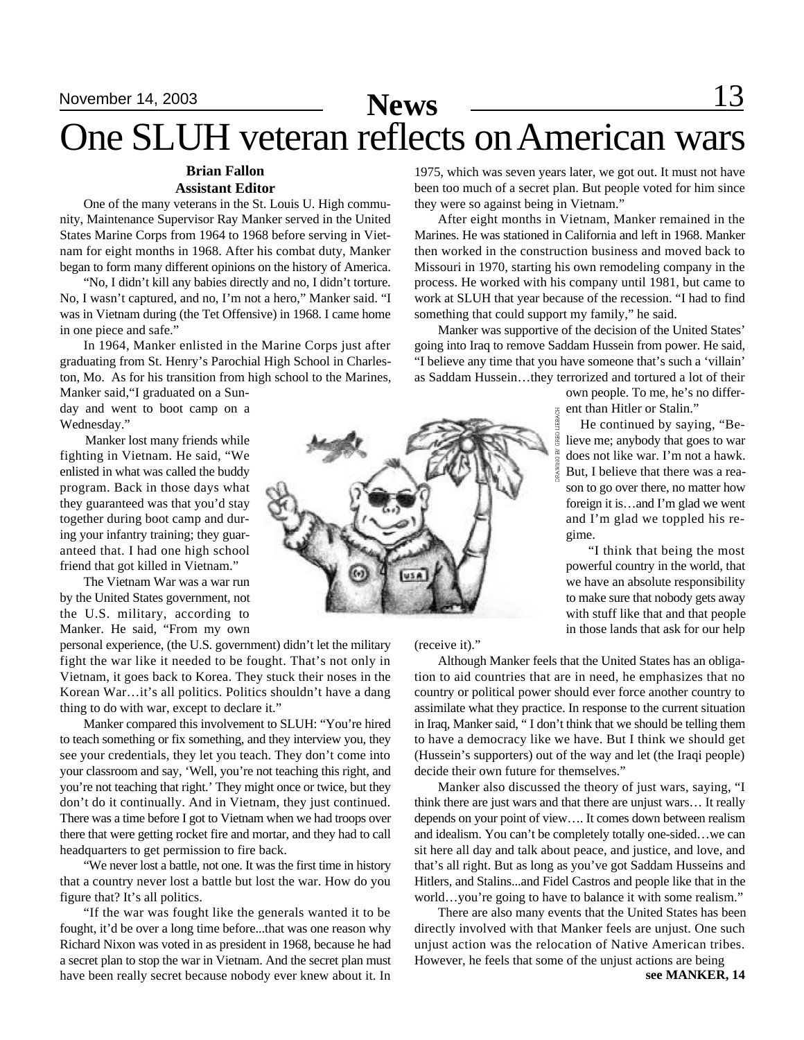# One SLUH veteran reflects on American wars

**Brian Fallon**
**Assistant Editor**

One of the many veterans in the St. Louis U. High community, Maintenance Supervisor Ray Manker served in the United States Marine Corps from 1964 to 1968 before serving in Vietnam for eight months in 1968. After his combat duty, Manker began to form many different opinions on the history of America.

"No, I didn't kill any babies directly and no, I didn't torture. No, I wasn't captured, and no, I'm not a hero," Manker said. "I was in Vietnam during (the Tet Offensive) in 1968. I came home in one piece and safe."

In 1964, Manker enlisted in the Marine Corps just after graduating from St. Henry's Parochial High School in Charleston, Mo. As for his transition from high school to the Marines, Manker said,"I graduated on a Sunday and went to boot camp on a Wednesday."

Manker lost many friends while fighting in Vietnam. He said, "We enlisted in what was called the buddy program. Back in those days what they guaranteed was that you'd stay together during boot camp and during your infantry training; they guaranteed that. I had one high school friend that got killed in Vietnam."

The Vietnam War was a war run by the United States government, not the U.S. military, according to Manker. He said, "From my own personal experience, (the U.S. government) didn't let the military fight the war like it needed to be fought. That's not only in Vietnam, it goes back to Korea. They stuck their noses in the Korean War…it's all politics. Politics shouldn't have a dang thing to do with war, except to declare it."

Manker compared this involvement to SLUH: "You're hired to teach something or fix something, and they interview you, they see your credentials, they let you teach. They don't come into your classroom and say, 'Well, you're not teaching this right, and you're not teaching that right.' They might once or twice, but they don't do it continually. And in Vietnam, they just continued. There was a time before I got to Vietnam when we had troops over there that were getting rocket fire and mortar, and they had to call headquarters to get permission to fire back.

"We never lost a battle, not one. It was the first time in history that a country never lost a battle but lost the war. How do you figure that? It's all politics.

"If the war was fought like the generals wanted it to be fought, it'd be over a long time before...that was one reason why Richard Nixon was voted in as president in 1968, because he had a secret plan to stop the war in Vietnam. And the secret plan must have been really secret because nobody ever knew about it. In 1975, which was seven years later, we got out. It must not have been too much of a secret plan. But people voted for him since they were so against being in Vietnam."

After eight months in Vietnam, Manker remained in the Marines. He was stationed in California and left in 1968. Manker then worked in the construction business and moved back to Missouri in 1970, starting his own remodeling company in the process. He worked with his company until 1981, but came to work at SLUH that year because of the recession. "I had to find something that could support my family," he said.

Manker was supportive of the decision of the United States' going into Iraq to remove Saddam Hussein from power. He said, "I believe any time that you have someone that's such a 'villain' as Saddam Hussein…they terrorized and tortured a lot of their own people. To me, he's no different than Hitler or Stalin."

He continued by saying, "Believe me; anybody that goes to war does not like war. I'm not a hawk. But, I believe that there was a reason to go over there, no matter how foreign it is…and I'm glad we went and I'm glad we toppled his regime.

"I think that being the most powerful country in the world, that we have an absolute responsibility to make sure that nobody gets away with stuff like that and that people in those lands that ask for our help (receive it)."

DRAWING BY GREG LIEBACH

Although Manker feels that the United States has an obligation to aid countries that are in need, he emphasizes that no country or political power should ever force another country to assimilate what they practice. In response to the current situation in Iraq, Manker said, " I don't think that we should be telling them to have a democracy like we have. But I think we should get (Hussein's supporters) out of the way and let (the Iraqi people) decide their own future for themselves."

Manker also discussed the theory of just wars, saying, "I think there are just wars and that there are unjust wars… It really depends on your point of view…. It comes down between realism and idealism. You can't be completely totally one-sided…we can sit here all day and talk about peace, and justice, and love, and that's all right. But as long as you've got Saddam Husseins and Hitlers, and Stalins...and Fidel Castros and people like that in the world…you're going to have to balance it with some realism."

There are also many events that the United States has been directly involved with that Manker feels are unjust. One such unjust action was the relocation of Native American tribes. However, he feels that some of the unjust actions are being

**see MANKER, 14**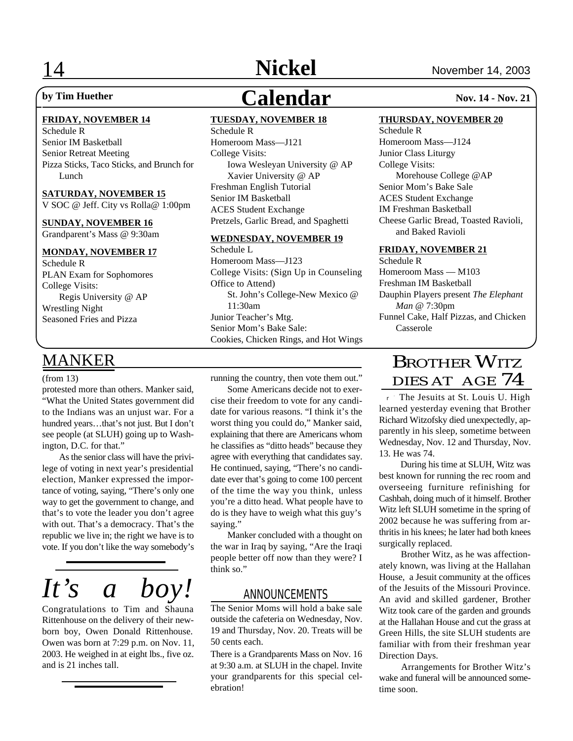# Calendar

**by Tim Huether** — **Nov. 14 - Nov. 21**

**FRIDAY, NOVEMBER 14**
Schedule R
Senior IM Basketball
Senior Retreat Meeting
Pizza Sticks, Taco Sticks, and Brunch for Lunch

**SATURDAY, NOVEMBER 15**
V SOC @ Jeff. City vs Rolla@ 1:00pm

**SUNDAY, NOVEMBER 16**
Grandparent's Mass @ 9:30am

**MONDAY, NOVEMBER 17**
Schedule R
PLAN Exam for Sophomores
College Visits:
Regis University @ AP
Wrestling Night
Seasoned Fries and Pizza

**TUESDAY, NOVEMBER 18**
Schedule R
Homeroom Mass—J121
College Visits:
Iowa Wesleyan University @ AP
Xavier University @ AP
Freshman English Tutorial
Senior IM Basketball
ACES Student Exchange
Pretzels, Garlic Bread, and Spaghetti

**WEDNESDAY, NOVEMBER 19**
Schedule L
Homeroom Mass—J123
College Visits: (Sign Up in Counseling Office to Attend)
St. John's College-New Mexico @ 11:30am
Junior Teacher's Mtg.
Senior Mom's Bake Sale:
Cookies, Chicken Rings, and Hot Wings

**THURSDAY, NOVEMBER 20**
Schedule R
Homeroom Mass—J124
Junior Class Liturgy
College Visits:
Morehouse College @AP
Senior Mom's Bake Sale
ACES Student Exchange
IM Freshman Basketball
Cheese Garlic Bread, Toasted Ravioli, and Baked Ravioli

**FRIDAY, NOVEMBER 21**
Schedule R
Homeroom Mass — M103
Freshman IM Basketball
Dauphin Players present *The Elephant Man* @ 7:30pm
Funnel Cake, Half Pizzas, and Chicken Casserole

## MANKER

(from 13)

protested more than others. Manker said, "What the United States government did to the Indians was an unjust war. For a hundred years…that's not just. But I don't see people (at SLUH) going up to Washington, D.C. for that."

As the senior class will have the privilege of voting in next year's presidential election, Manker expressed the importance of voting, saying, "There's only one way to get the government to change, and that's to vote the leader you don't agree with out. That's a democracy. That's the republic we live in; the right we have is to vote. If you don't like the way somebody's running the country, then vote them out."

Some Americans decide not to exercise their freedom to vote for any candidate for various reasons. "I think it's the worst thing you could do," Manker said, explaining that there are Americans whom he classifies as "ditto heads" because they agree with everything that candidates say. He continued, saying, "There's no candidate ever that's going to come 100 percent of the time the way you think, unless you're a ditto head. What people have to do is they have to weigh what this guy's saying."

Manker concluded with a thought on the war in Iraq by saying, "Are the Iraqi people better off now than they were? I think so."

## *It's a boy!*

Congratulations to Tim and Shauna Rittenhouse on the delivery of their newborn boy, Owen Donald Rittenhouse. Owen was born at 7:29 p.m. on Nov. 11, 2003. He weighed in at eight lbs., five oz. and is 21 inches tall.

## ANNOUNCEMENTS

The Senior Moms will hold a bake sale outside the cafeteria on Wednesday, Nov. 19 and Thursday, Nov. 20. Treats will be 50 cents each.

There is a Grandparents Mass on Nov. 16 at 9:30 a.m. at SLUH in the chapel. Invite your grandparents for this special celebration!

## BROTHER WITZ DIES AT AGE 74

The Jesuits at St. Louis U. High learned yesterday evening that Brother Richard Witzofsky died unexpectedly, apparently in his sleep, sometime between Wednesday, Nov. 12 and Thursday, Nov. 13. He was 74.

During his time at SLUH, Witz was best known for running the rec room and overseeing furniture refinishing for Cashbah, doing much of it himself. Brother Witz left SLUH sometime in the spring of 2002 because he was suffering from arthritis in his knees; he later had both knees surgically replaced.

Brother Witz, as he was affectionately known, was living at the Hallahan House, a Jesuit community at the offices of the Jesuits of the Missouri Province. An avid and skilled gardener, Brother Witz took care of the garden and grounds at the Hallahan House and cut the grass at Green Hills, the site SLUH students are familiar with from their freshman year Direction Days.

Arrangements for Brother Witz's wake and funeral will be announced sometime soon.